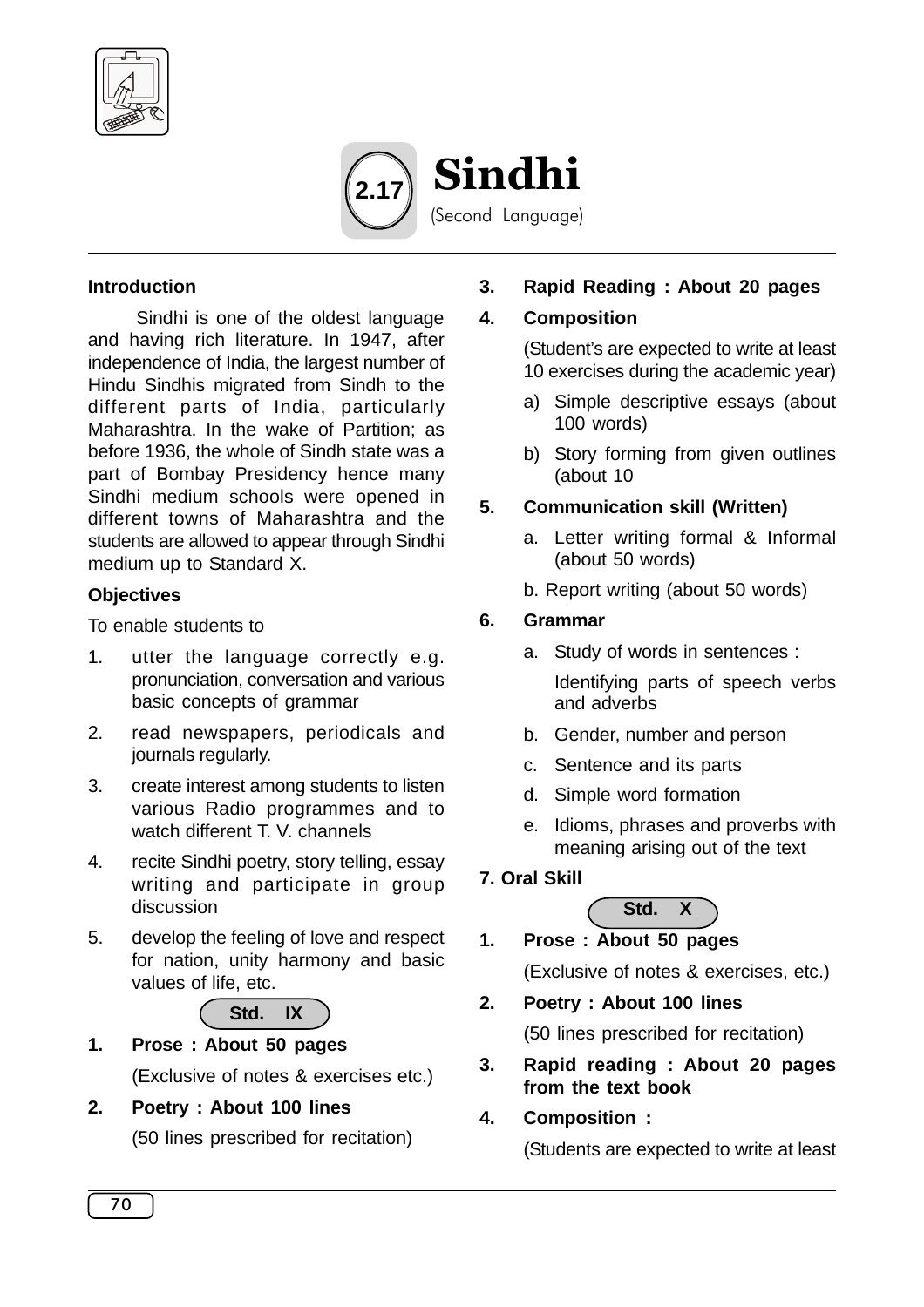# 2.17 Sindhi

(Second Language)

### Introduction

Sindhi is one of the oldest language and having rich literature. In 1947, after independence of India, the largest number of Hindu Sindhis migrated from Sindh to the different parts of India, particularly Maharashtra. In the wake of Partition; as before 1936, the whole of Sindh state was a part of Bombay Presidency hence many Sindhi medium schools were opened in different towns of Maharashtra and the students are allowed to appear through Sindhi medium up to Standard X.

### Objectives

To enable students to

1. utter the language correctly e.g. pronunciation, conversation and various basic concepts of grammar
2. read newspapers, periodicals and journals regularly.
3. create interest among students to listen various Radio programmes and to watch different T. V. channels
4. recite Sindhi poetry, story telling, essay writing and participate in group discussion
5. develop the feeling of love and respect for nation, unity harmony and basic values of life, etc.

### Std. IX

1. **Prose : About 50 pages**

   (Exclusive of notes & exercises etc.)

2. **Poetry : About 100 lines**

   (50 lines prescribed for recitation)

3. **Rapid Reading : About 20 pages**

4. **Composition**

   (Student's are expected to write at least 10 exercises during the academic year)

   a) Simple descriptive essays (about 100 words)

   b) Story forming from given outlines (about 10

5. **Communication skill (Written)**

   a. Letter writing formal & Informal (about 50 words)

   b. Report writing (about 50 words)

6. **Grammar**

   a. Study of words in sentences :

      Identifying parts of speech verbs and adverbs

   b. Gender, number and person

   c. Sentence and its parts

   d. Simple word formation

   e. Idioms, phrases and proverbs with meaning arising out of the text

7. **Oral Skill**

### Std. X

1. **Prose : About 50 pages**

   (Exclusive of notes & exercises, etc.)

2. **Poetry : About 100 lines**

   (50 lines prescribed for recitation)

3. **Rapid reading : About 20 pages from the text book**

4. **Composition :**

   (Students are expected to write at least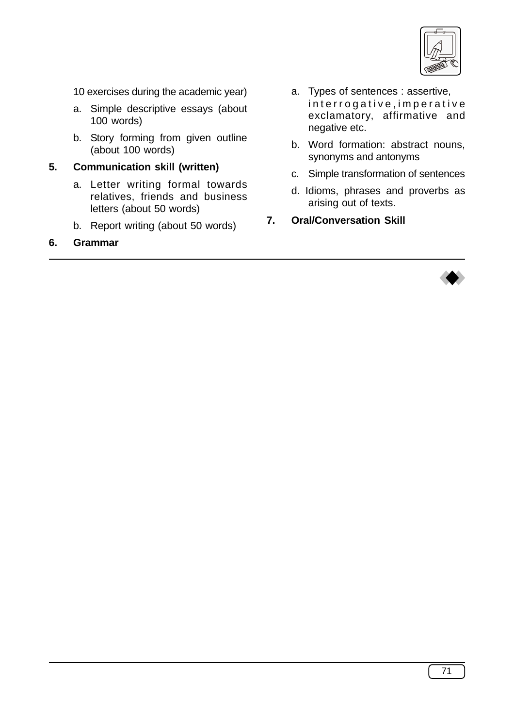10 exercises during the academic year)

a. Simple descriptive essays (about 100 words)

b. Story forming from given outline (about 100 words)

**5. Communication skill (written)**

a. Letter writing formal towards relatives, friends and business letters (about 50 words)

b. Report writing (about 50 words)

**6. Grammar**

a. Types of sentences : assertive, interrogative, imperative exclamatory, affirmative and negative etc.

b. Word formation: abstract nouns, synonyms and antonyms

c. Simple transformation of sentences

d. Idioms, phrases and proverbs as arising out of texts.

**7. Oral/Conversation Skill**